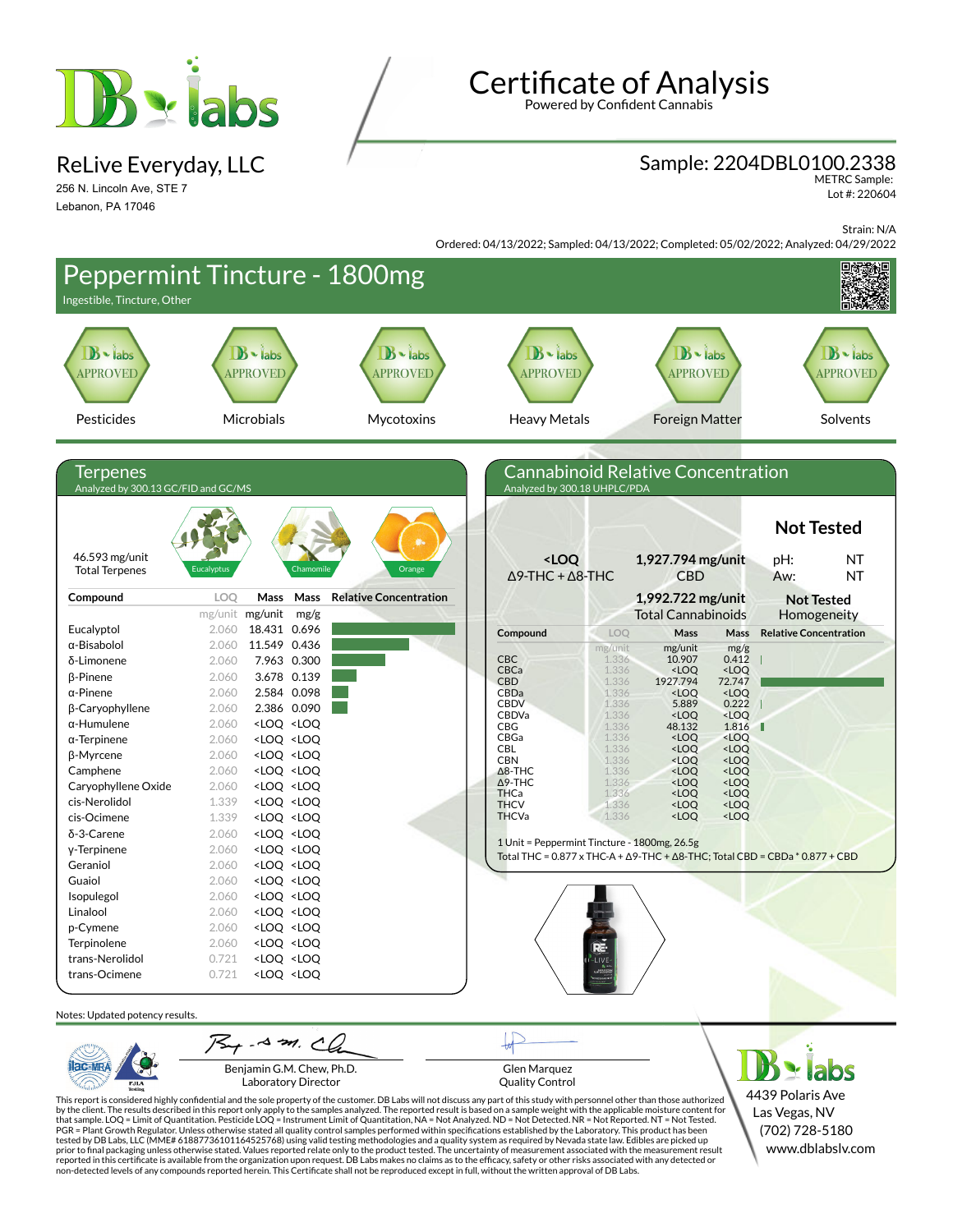# Certificate of Analysis

Powered by Confident Cannabis

## ReLive Everyday, LLC

256 N. Lincoln Ave, STE 7
Lebanon, PA 17046

**Sample: 2204DBL0100.2338**
METRC Sample:
Lot #: 220604

Strain: N/A
Ordered: 04/13/2022; Sampled: 04/13/2022; Completed: 05/02/2022; Analyzed: 04/29/2022

## Peppermint Tincture - 1800mg

Ingestible, Tincture, Other

| Pesticides | Microbials | Mycotoxins | Heavy Metals | Foreign Matter | Solvents |
|---|---|---|---|---|---|
| APPROVED | APPROVED | APPROVED | APPROVED | APPROVED | APPROVED |

## Terpenes

Analyzed by 300.13 GC/FID and GC/MS

46.593 mg/unit
Total Terpenes

Eucalyptus, Chamomile, Orange

| Compound | LOQ | Mass | Mass | Relative Concentration |
|---|---|---|---|---|
| | mg/unit | mg/unit | mg/g | |
| Eucalyptol | 2.060 | 18.431 | 0.696 | |
| α-Bisabolol | 2.060 | 11.549 | 0.436 | |
| δ-Limonene | 2.060 | 7.963 | 0.300 | |
| β-Pinene | 2.060 | 3.678 | 0.139 | |
| α-Pinene | 2.060 | 2.584 | 0.098 | |
| β-Caryophyllene | 2.060 | 2.386 | 0.090 | |
| α-Humulene | 2.060 | <LOQ | <LOQ | |
| α-Terpinene | 2.060 | <LOQ | <LOQ | |
| β-Myrcene | 2.060 | <LOQ | <LOQ | |
| Camphene | 2.060 | <LOQ | <LOQ | |
| Caryophyllene Oxide | 2.060 | <LOQ | <LOQ | |
| cis-Nerolidol | 1.339 | <LOQ | <LOQ | |
| cis-Ocimene | 1.339 | <LOQ | <LOQ | |
| δ-3-Carene | 2.060 | <LOQ | <LOQ | |
| γ-Terpinene | 2.060 | <LOQ | <LOQ | |
| Geraniol | 2.060 | <LOQ | <LOQ | |
| Guaiol | 2.060 | <LOQ | <LOQ | |
| Isopulegol | 2.060 | <LOQ | <LOQ | |
| Linalool | 2.060 | <LOQ | <LOQ | |
| p-Cymene | 2.060 | <LOQ | <LOQ | |
| Terpinolene | 2.060 | <LOQ | <LOQ | |
| trans-Nerolidol | 0.721 | <LOQ | <LOQ | |
| trans-Ocimene | 0.721 | <LOQ | <LOQ | |

## Cannabinoid Relative Concentration

Analyzed by 300.18 UHPLC/PDA

**<LOQ**
Δ9-THC + Δ8-THC

**1,927.794 mg/unit**
CBD

**1,992.722 mg/unit**
Total Cannabinoids

**Not Tested**
pH: NT
Aw: NT

**Not Tested**
Homogeneity

| Compound | LOQ | Mass | Mass | Relative Concentration |
|---|---|---|---|---|
| | mg/unit | mg/unit | mg/g | |
| CBC | 1.336 | 10.907 | 0.412 | |
| CBCa | 1.336 | <LOQ | <LOQ | |
| CBD | 1.336 | 1927.794 | 72.747 | |
| CBDa | 1.336 | <LOQ | <LOQ | |
| CBDV | 1.336 | 5.889 | 0.222 | |
| CBDVa | 1.336 | <LOQ | <LOQ | |
| CBG | 1.336 | 48.132 | 1.816 | |
| CBGa | 1.336 | <LOQ | <LOQ | |
| CBL | 1.336 | <LOQ | <LOQ | |
| CBN | 1.336 | <LOQ | <LOQ | |
| Δ8-THC | 1.336 | <LOQ | <LOQ | |
| Δ9-THC | 1.336 | <LOQ | <LOQ | |
| THCa | 1.336 | <LOQ | <LOQ | |
| THCV | 1.336 | <LOQ | <LOQ | |
| THCVa | 1.336 | <LOQ | <LOQ | |

1 Unit = Peppermint Tincture - 1800mg, 26.5g
Total THC = 0.877 x THC-A + Δ9-THC + Δ8-THC; Total CBD = CBDa * 0.877 + CBD

Notes: Updated potency results.

Benjamin G.M. Chew, Ph.D.
Laboratory Director

Glen Marquez
Quality Control

DB labs
4439 Polaris Ave
Las Vegas, NV
(702) 728-5180
www.dblabslv.com

This report is considered highly confidential and the sole property of the customer. DB Labs will not discuss any part of this study with personnel other than those authorized by the client. The results described in this report only apply to the samples analyzed. The reported result is based on a sample weight with the applicable moisture content for that sample. LOQ = Limit of Quantitation. Pesticide LOQ = Instrument Limit of Quantitation, NA = Not Analyzed. ND = Not Detected. NR = Not Reported. NT = Not Tested. PGR = Plant Growth Regulator. Unless otherwise stated all quality control samples performed within specifications established by the Laboratory. This product has been tested by DB Labs, LLC (MME# 61887736101164525768) using valid testing methodologies and a quality system as required by Nevada state law. Edibles are picked up prior to final packaging unless otherwise stated. Values reported relate only to the product tested. The uncertainty of measurement associated with the measurement result reported in this certificate is available from the organization upon request. DB Labs makes no claims as to the efficacy, safety or other risks associated with any detected or non-detected levels of any compounds reported herein. This Certificate shall not be reproduced except in full, without the written approval of DB Labs.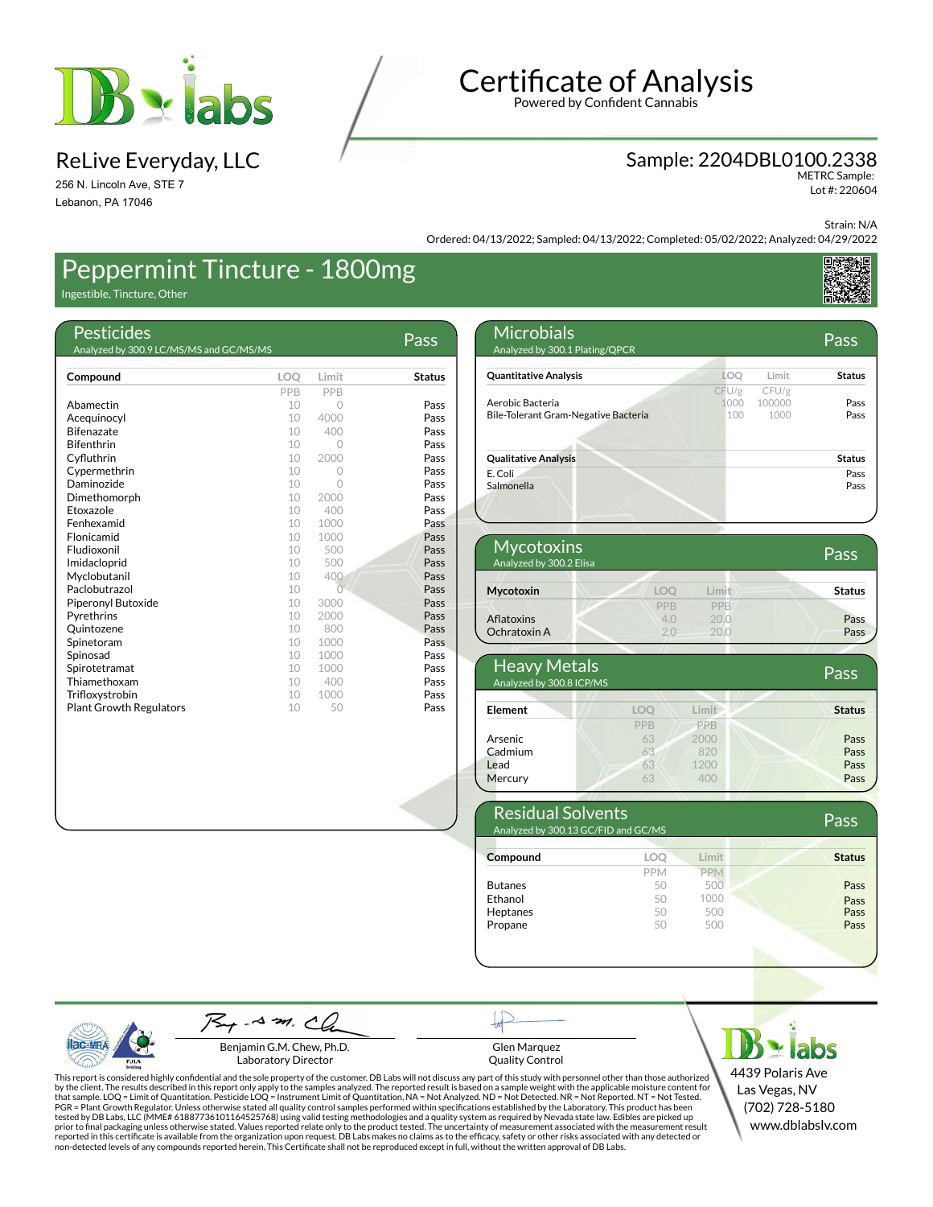# Certificate of Analysis

Powered by Confident Cannabis

## ReLive Everyday, LLC

256 N. Lincoln Ave, STE 7
Lebanon, PA 17046

## Sample: 2204DBL0100.2338

METRC Sample:
Lot #: 220604

Strain: N/A

Ordered: 04/13/2022; Sampled: 04/13/2022; Completed: 05/02/2022; Analyzed: 04/29/2022

# Peppermint Tincture - 1800mg

Ingestible, Tincture, Other

## Pesticides — Pass

Analyzed by 300.9 LC/MS/MS and GC/MS/MS

| Compound | LOQ | Limit | Status |
|---|---|---|---|
| | PPB | PPB | |
| Abamectin | 10 | 0 | Pass |
| Acequinocyl | 10 | 4000 | Pass |
| Bifenazate | 10 | 400 | Pass |
| Bifenthrin | 10 | 0 | Pass |
| Cyfluthrin | 10 | 2000 | Pass |
| Cypermethrin | 10 | 0 | Pass |
| Daminozide | 10 | 0 | Pass |
| Dimethomorph | 10 | 2000 | Pass |
| Etoxazole | 10 | 400 | Pass |
| Fenhexamid | 10 | 1000 | Pass |
| Flonicamid | 10 | 1000 | Pass |
| Fludioxonil | 10 | 500 | Pass |
| Imidacloprid | 10 | 500 | Pass |
| Myclobutanil | 10 | 400 | Pass |
| Paclobutrazol | 10 | 0 | Pass |
| Piperonyl Butoxide | 10 | 3000 | Pass |
| Pyrethrins | 10 | 2000 | Pass |
| Quintozene | 10 | 800 | Pass |
| Spinetoram | 10 | 1000 | Pass |
| Spinosad | 10 | 1000 | Pass |
| Spirotetramat | 10 | 1000 | Pass |
| Thiamethoxam | 10 | 400 | Pass |
| Trifloxystrobin | 10 | 1000 | Pass |
| Plant Growth Regulators | 10 | 50 | Pass |

## Microbials — Pass

Analyzed by 300.1 Plating/QPCR

| Quantitative Analysis | LOQ | Limit | Status |
|---|---|---|---|
| | CFU/g | CFU/g | |
| Aerobic Bacteria | 1000 | 100000 | Pass |
| Bile-Tolerant Gram-Negative Bacteria | 100 | 1000 | Pass |

| Qualitative Analysis | Status |
|---|---|
| E. Coli | Pass |
| Salmonella | Pass |

## Mycotoxins — Pass

Analyzed by 300.2 Elisa

| Mycotoxin | LOQ | Limit | Status |
|---|---|---|---|
| | PPB | PPB | |
| Aflatoxins | 4.0 | 20.0 | Pass |
| Ochratoxin A | 2.0 | 20.0 | Pass |

## Heavy Metals — Pass

Analyzed by 300.8 ICP/MS

| Element | LOQ | Limit | Status |
|---|---|---|---|
| | PPB | PPB | |
| Arsenic | 63 | 2000 | Pass |
| Cadmium | 63 | 820 | Pass |
| Lead | 63 | 1200 | Pass |
| Mercury | 63 | 400 | Pass |

## Residual Solvents — Pass

Analyzed by 300.13 GC/FID and GC/MS

| Compound | LOQ | Limit | Status |
|---|---|---|---|
| | PPM | PPM | |
| Butanes | 50 | 500 | Pass |
| Ethanol | 50 | 1000 | Pass |
| Heptanes | 50 | 500 | Pass |
| Propane | 50 | 500 | Pass |

Benjamin G.M. Chew, Ph.D.
Laboratory Director

Glen Marquez
Quality Control

4439 Polaris Ave
Las Vegas, NV
(702) 728-5180
www.dblabslv.com

This report is considered highly confidential and the sole property of the customer. DB Labs will not discuss any part of this study with personnel other than those authorized by the client. The results described in this report only apply to the samples analyzed. The reported result is based on a sample weight with the applicable moisture content for that sample. LOQ = Limit of Quantitation. Pesticide LOQ = Instrument Limit of Quantitation, NA = Not Analyzed. ND = Not Detected. NR = Not Reported. NT = Not Tested. PGR = Plant Growth Regulator. Unless otherwise stated all quality control samples performed within specifications established by the Laboratory. This product has been tested by DB Labs, LLC (MME# 61887736101164525768) using valid testing methodologies and a quality system as required by Nevada state law. Edibles are picked up prior to final packaging unless otherwise stated. Values reported relate only to the product tested. The uncertainty of measurement associated with the measurement result reported in this certificate is available from the organization upon request. DB Labs makes no claims as to the efficacy, safety or other risks associated with any detected or non-detected levels of any compounds reported herein. This Certificate shall not be reproduced except in full, without the written approval of DB Labs.